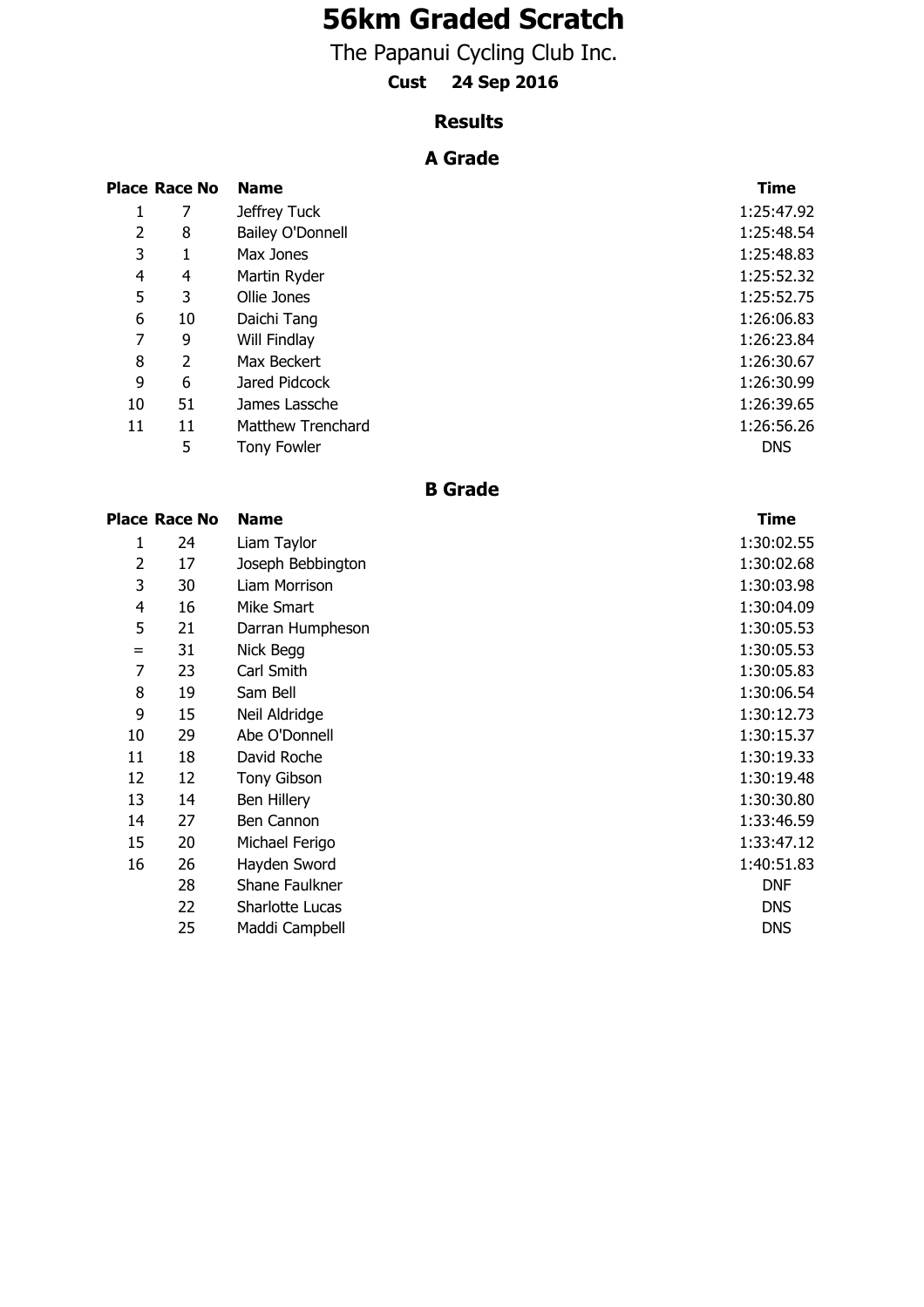# 56km Graded Scratch

The Papanui Cycling Club Inc.

**Cust 24 Sep 2016**

## Results

### A Grade

| Place | Race No | Name | Time |
|---|---|---|---|
| 1 | 7 | Jeffrey Tuck | 1:25:47.92 |
| 2 | 8 | Bailey O'Donnell | 1:25:48.54 |
| 3 | 1 | Max Jones | 1:25:48.83 |
| 4 | 4 | Martin Ryder | 1:25:52.32 |
| 5 | 3 | Ollie Jones | 1:25:52.75 |
| 6 | 10 | Daichi Tang | 1:26:06.83 |
| 7 | 9 | Will Findlay | 1:26:23.84 |
| 8 | 2 | Max Beckert | 1:26:30.67 |
| 9 | 6 | Jared Pidcock | 1:26:30.99 |
| 10 | 51 | James Lassche | 1:26:39.65 |
| 11 | 11 | Matthew Trenchard | 1:26:56.26 |
| | 5 | Tony Fowler | DNS |

### B Grade

| Place | Race No | Name | Time |
|---|---|---|---|
| 1 | 24 | Liam Taylor | 1:30:02.55 |
| 2 | 17 | Joseph Bebbington | 1:30:02.68 |
| 3 | 30 | Liam Morrison | 1:30:03.98 |
| 4 | 16 | Mike Smart | 1:30:04.09 |
| 5 | 21 | Darran Humpheson | 1:30:05.53 |
| = | 31 | Nick Begg | 1:30:05.53 |
| 7 | 23 | Carl Smith | 1:30:05.83 |
| 8 | 19 | Sam Bell | 1:30:06.54 |
| 9 | 15 | Neil Aldridge | 1:30:12.73 |
| 10 | 29 | Abe O'Donnell | 1:30:15.37 |
| 11 | 18 | David Roche | 1:30:19.33 |
| 12 | 12 | Tony Gibson | 1:30:19.48 |
| 13 | 14 | Ben Hillery | 1:30:30.80 |
| 14 | 27 | Ben Cannon | 1:33:46.59 |
| 15 | 20 | Michael Ferigo | 1:33:47.12 |
| 16 | 26 | Hayden Sword | 1:40:51.83 |
| | 28 | Shane Faulkner | DNF |
| | 22 | Sharlotte Lucas | DNS |
| | 25 | Maddi Campbell | DNS |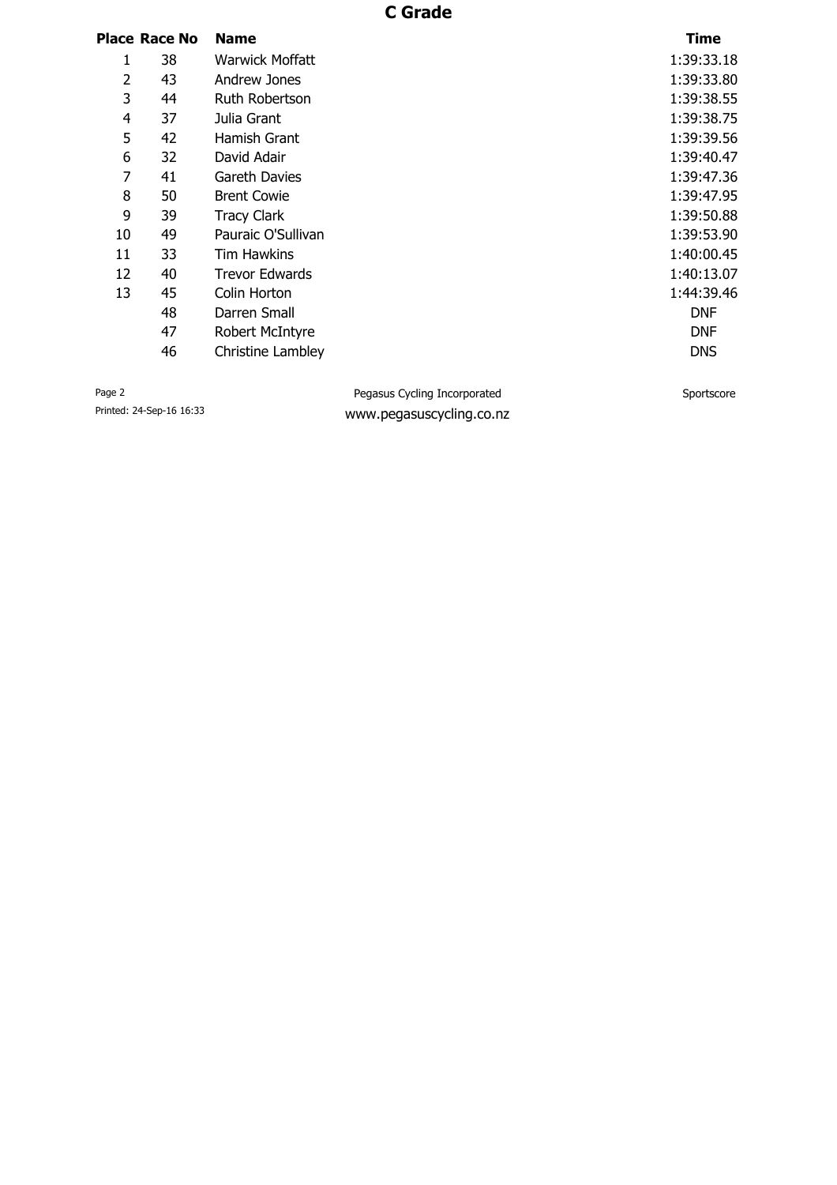## C Grade

| Place | Race No | Name | Time |
|---|---|---|---|
| 1 | 38 | Warwick Moffatt | 1:39:33.18 |
| 2 | 43 | Andrew Jones | 1:39:33.80 |
| 3 | 44 | Ruth Robertson | 1:39:38.55 |
| 4 | 37 | Julia Grant | 1:39:38.75 |
| 5 | 42 | Hamish Grant | 1:39:39.56 |
| 6 | 32 | David Adair | 1:39:40.47 |
| 7 | 41 | Gareth Davies | 1:39:47.36 |
| 8 | 50 | Brent Cowie | 1:39:47.95 |
| 9 | 39 | Tracy Clark | 1:39:50.88 |
| 10 | 49 | Pauraic O'Sullivan | 1:39:53.90 |
| 11 | 33 | Tim Hawkins | 1:40:00.45 |
| 12 | 40 | Trevor Edwards | 1:40:13.07 |
| 13 | 45 | Colin Horton | 1:44:39.46 |
| | 48 | Darren Small | DNF |
| | 47 | Robert McIntyre | DNF |
| | 46 | Christine Lambley | DNS |

Printed: 24-Sep-16 16:33

Pegasus Cycling Incorporated

www.pegasuscycling.co.nz

Sportscore